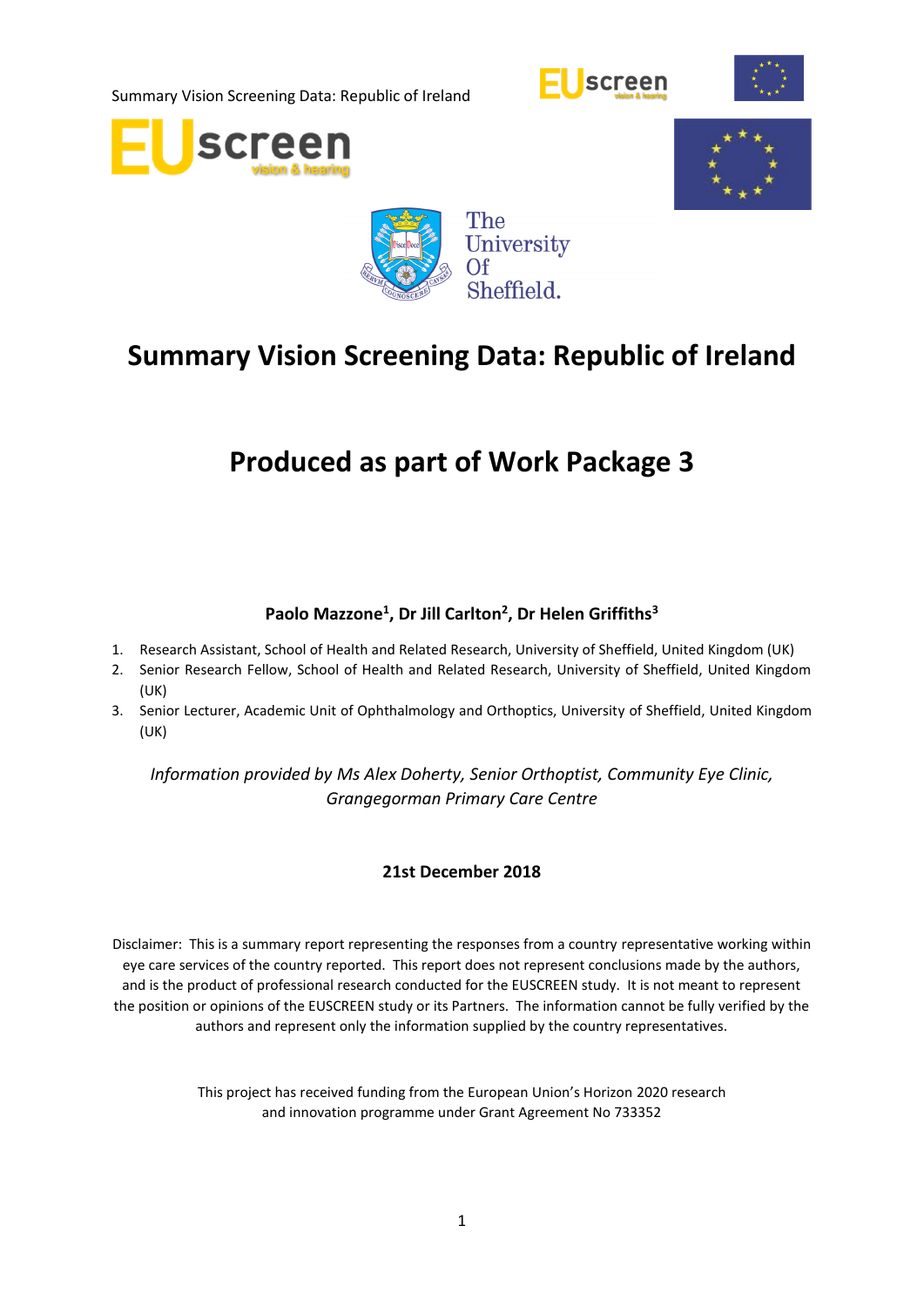# Summary Vision Screening Data: Republic of Ireland

# Produced as part of Work Package 3

**Paolo Mazzone[1], Dr Jill Carlton[2], Dr Helen Griffiths[3]**

1. Research Assistant, School of Health and Related Research, University of Sheffield, United Kingdom (UK)
2. Senior Research Fellow, School of Health and Related Research, University of Sheffield, United Kingdom (UK)
3. Senior Lecturer, Academic Unit of Ophthalmology and Orthoptics, University of Sheffield, United Kingdom (UK)

*Information provided by Ms Alex Doherty, Senior Orthoptist, Community Eye Clinic, Grangegorman Primary Care Centre*

**21st December 2018**

Disclaimer: This is a summary report representing the responses from a country representative working within eye care services of the country reported. This report does not represent conclusions made by the authors, and is the product of professional research conducted for the EUSCREEN study. It is not meant to represent the position or opinions of the EUSCREEN study or its Partners. The information cannot be fully verified by the authors and represent only the information supplied by the country representatives.

This project has received funding from the European Union's Horizon 2020 research and innovation programme under Grant Agreement No 733352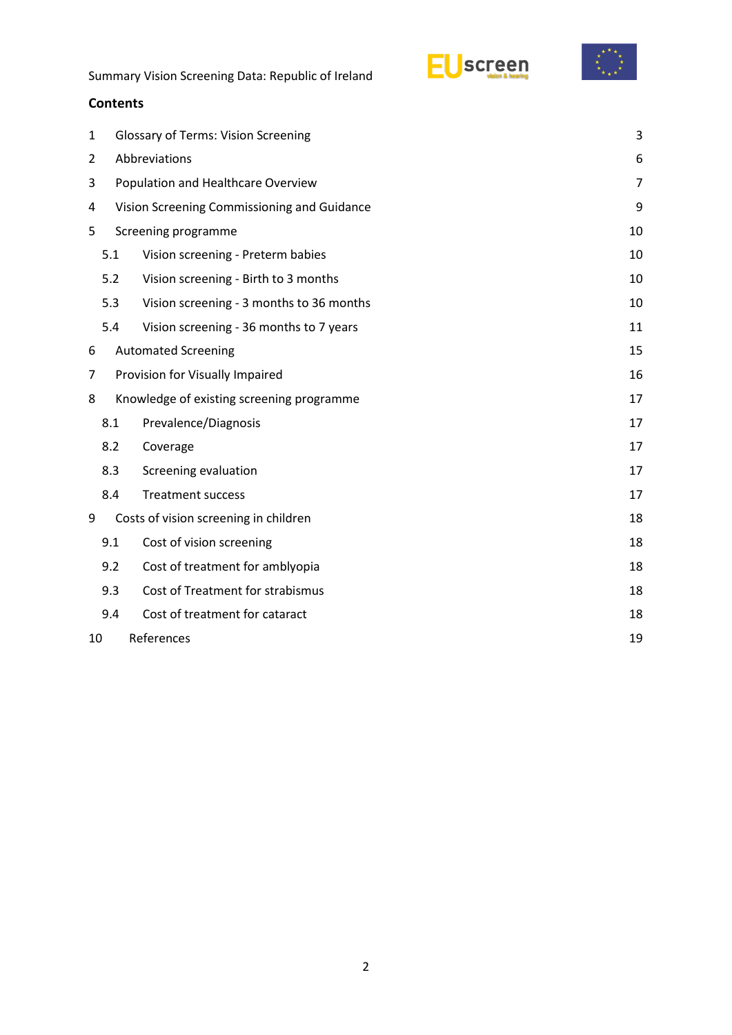## Contents

| | | |
|---|---|---|
| 1 | Glossary of Terms: Vision Screening | 3 |
| 2 | Abbreviations | 6 |
| 3 | Population and Healthcare Overview | 7 |
| 4 | Vision Screening Commissioning and Guidance | 9 |
| 5 | Screening programme | 10 |
| 5.1 | Vision screening - Preterm babies | 10 |
| 5.2 | Vision screening - Birth to 3 months | 10 |
| 5.3 | Vision screening - 3 months to 36 months | 10 |
| 5.4 | Vision screening - 36 months to 7 years | 11 |
| 6 | Automated Screening | 15 |
| 7 | Provision for Visually Impaired | 16 |
| 8 | Knowledge of existing screening programme | 17 |
| 8.1 | Prevalence/Diagnosis | 17 |
| 8.2 | Coverage | 17 |
| 8.3 | Screening evaluation | 17 |
| 8.4 | Treatment success | 17 |
| 9 | Costs of vision screening in children | 18 |
| 9.1 | Cost of vision screening | 18 |
| 9.2 | Cost of treatment for amblyopia | 18 |
| 9.3 | Cost of Treatment for strabismus | 18 |
| 9.4 | Cost of treatment for cataract | 18 |
| 10 | References | 19 |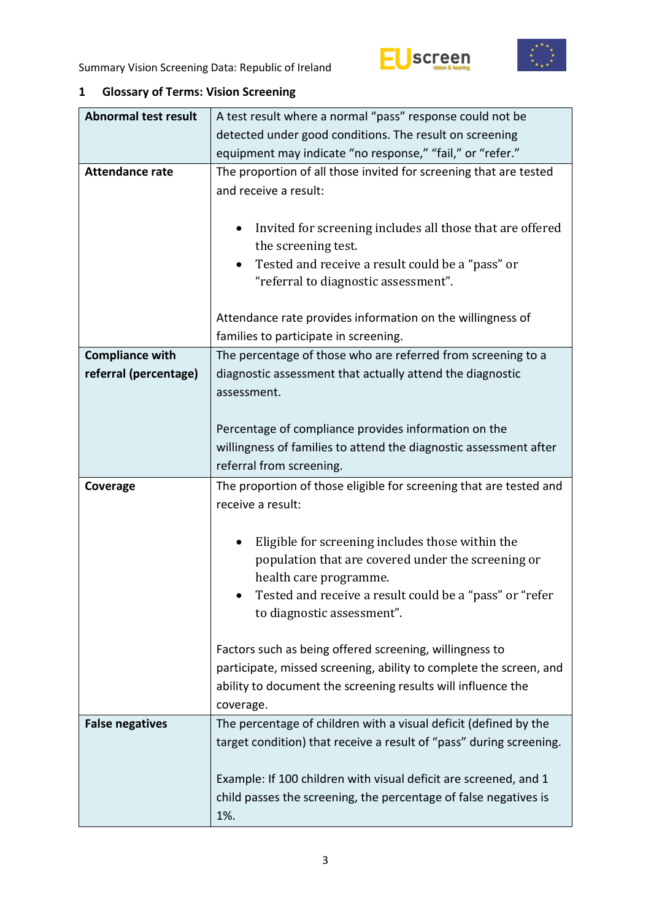## 1 Glossary of Terms: Vision Screening

| Term | Definition |
|---|---|
| **Abnormal test result** | A test result where a normal "pass" response could not be detected under good conditions. The result on screening equipment may indicate "no response," "fail," or "refer." |
| **Attendance rate** | The proportion of all those invited for screening that are tested and receive a result:<br><br>• Invited for screening includes all those that are offered the screening test.<br>• Tested and receive a result could be a "pass" or "referral to diagnostic assessment".<br><br>Attendance rate provides information on the willingness of families to participate in screening. |
| **Compliance with referral (percentage)** | The percentage of those who are referred from screening to a diagnostic assessment that actually attend the diagnostic assessment.<br><br>Percentage of compliance provides information on the willingness of families to attend the diagnostic assessment after referral from screening. |
| **Coverage** | The proportion of those eligible for screening that are tested and receive a result:<br><br>• Eligible for screening includes those within the population that are covered under the screening or health care programme.<br>• Tested and receive a result could be a "pass" or "refer to diagnostic assessment".<br><br>Factors such as being offered screening, willingness to participate, missed screening, ability to complete the screen, and ability to document the screening results will influence the coverage. |
| **False negatives** | The percentage of children with a visual deficit (defined by the target condition) that receive a result of "pass" during screening.<br><br>Example: If 100 children with visual deficit are screened, and 1 child passes the screening, the percentage of false negatives is 1%. |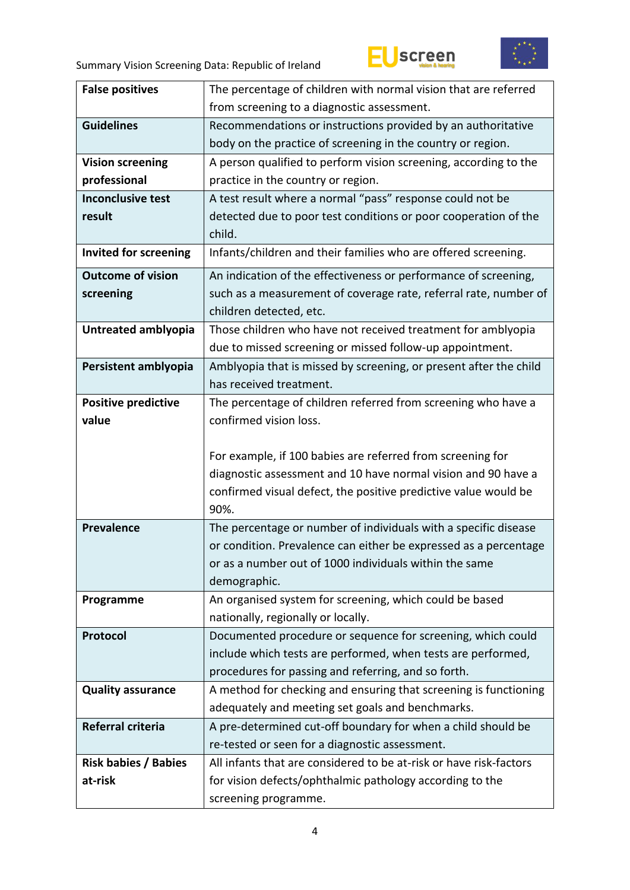| | |
|---|---|
| **False positives** | The percentage of children with normal vision that are referred from screening to a diagnostic assessment. |
| **Guidelines** | Recommendations or instructions provided by an authoritative body on the practice of screening in the country or region. |
| **Vision screening professional** | A person qualified to perform vision screening, according to the practice in the country or region. |
| **Inconclusive test result** | A test result where a normal "pass" response could not be detected due to poor test conditions or poor cooperation of the child. |
| **Invited for screening** | Infants/children and their families who are offered screening. |
| **Outcome of vision screening** | An indication of the effectiveness or performance of screening, such as a measurement of coverage rate, referral rate, number of children detected, etc. |
| **Untreated amblyopia** | Those children who have not received treatment for amblyopia due to missed screening or missed follow-up appointment. |
| **Persistent amblyopia** | Amblyopia that is missed by screening, or present after the child has received treatment. |
| **Positive predictive value** | The percentage of children referred from screening who have a confirmed vision loss.<br><br>For example, if 100 babies are referred from screening for diagnostic assessment and 10 have normal vision and 90 have a confirmed visual defect, the positive predictive value would be 90%. |
| **Prevalence** | The percentage or number of individuals with a specific disease or condition. Prevalence can either be expressed as a percentage or as a number out of 1000 individuals within the same demographic. |
| **Programme** | An organised system for screening, which could be based nationally, regionally or locally. |
| **Protocol** | Documented procedure or sequence for screening, which could include which tests are performed, when tests are performed, procedures for passing and referring, and so forth. |
| **Quality assurance** | A method for checking and ensuring that screening is functioning adequately and meeting set goals and benchmarks. |
| **Referral criteria** | A pre-determined cut-off boundary for when a child should be re-tested or seen for a diagnostic assessment. |
| **Risk babies / Babies at-risk** | All infants that are considered to be at-risk or have risk-factors for vision defects/ophthalmic pathology according to the screening programme. |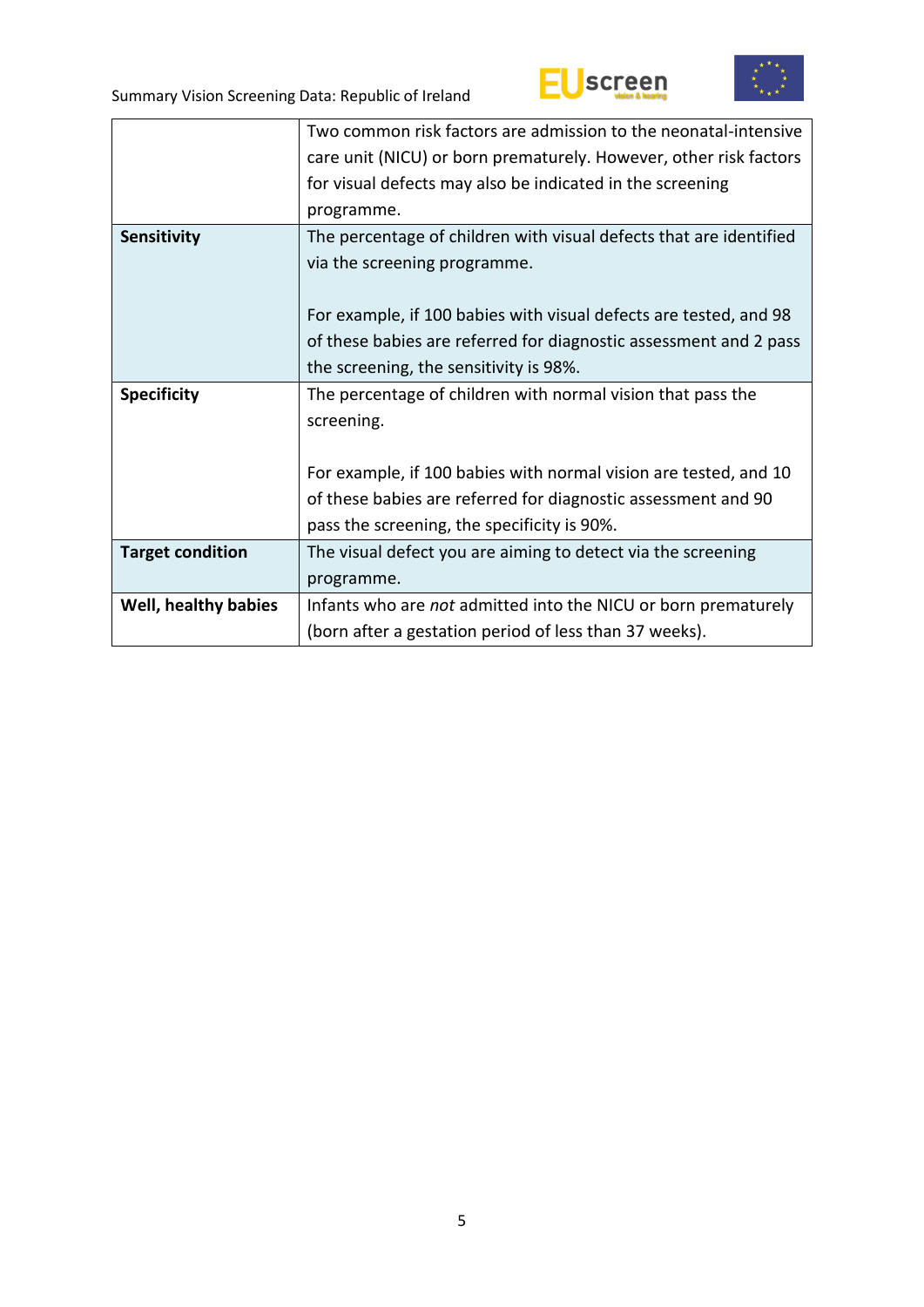| | |
|---|---|
| | Two common risk factors are admission to the neonatal-intensive care unit (NICU) or born prematurely. However, other risk factors for visual defects may also be indicated in the screening programme. |
| **Sensitivity** | The percentage of children with visual defects that are identified via the screening programme.<br><br>For example, if 100 babies with visual defects are tested, and 98 of these babies are referred for diagnostic assessment and 2 pass the screening, the sensitivity is 98%. |
| **Specificity** | The percentage of children with normal vision that pass the screening.<br><br>For example, if 100 babies with normal vision are tested, and 10 of these babies are referred for diagnostic assessment and 90 pass the screening, the specificity is 90%. |
| **Target condition** | The visual defect you are aiming to detect via the screening programme. |
| **Well, healthy babies** | Infants who are *not* admitted into the NICU or born prematurely (born after a gestation period of less than 37 weeks). |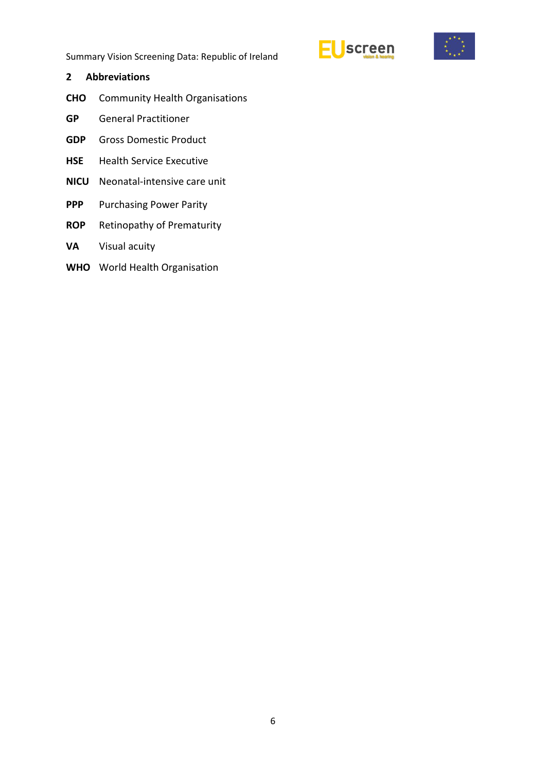## 2 Abbreviations

**CHO** Community Health Organisations

**GP** General Practitioner

**GDP** Gross Domestic Product

**HSE** Health Service Executive

**NICU** Neonatal-intensive care unit

**PPP** Purchasing Power Parity

**ROP** Retinopathy of Prematurity

**VA** Visual acuity

**WHO** World Health Organisation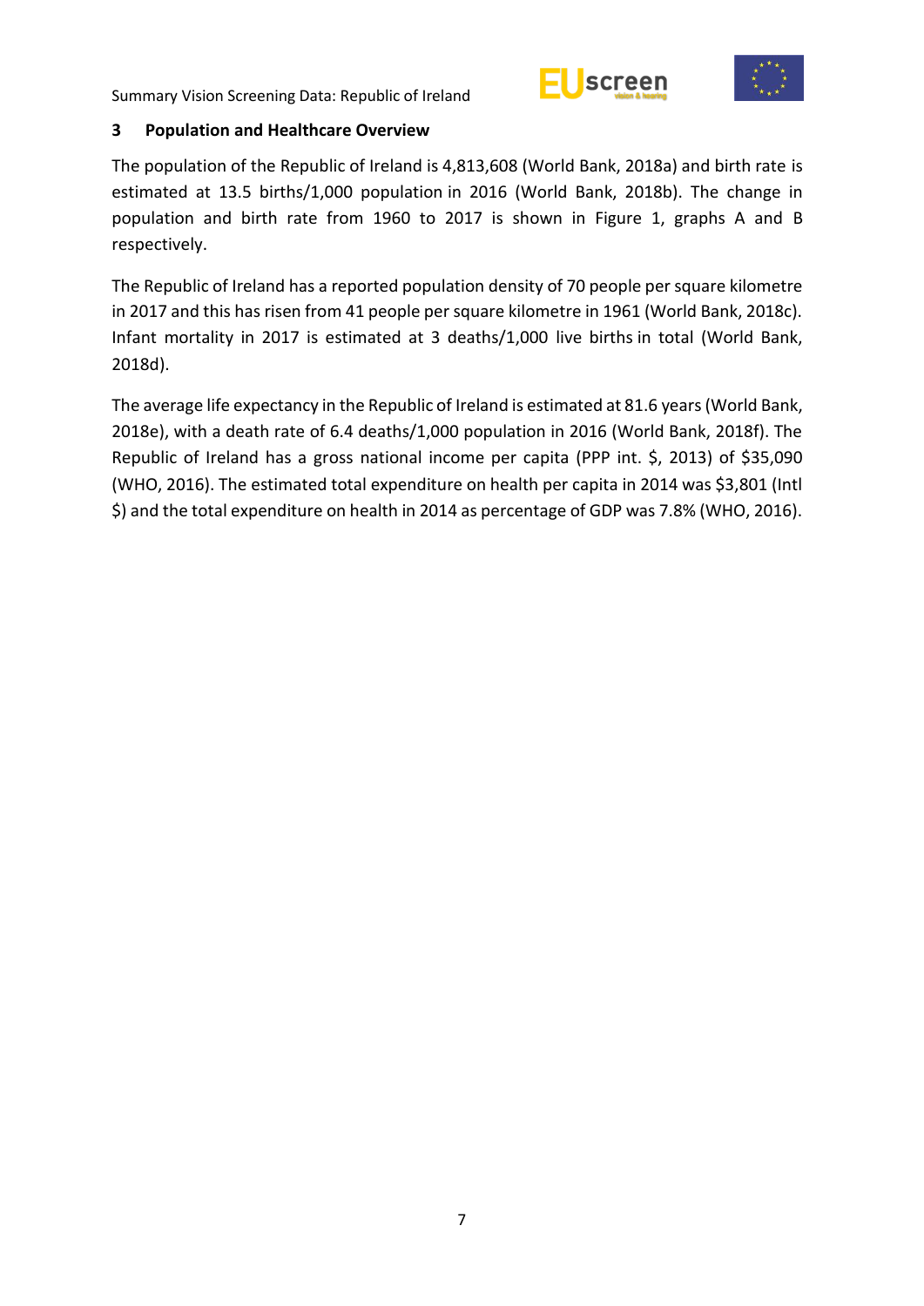## 3 Population and Healthcare Overview

The population of the Republic of Ireland is 4,813,608 (World Bank, 2018a) and birth rate is estimated at 13.5 births/1,000 population in 2016 (World Bank, 2018b). The change in population and birth rate from 1960 to 2017 is shown in Figure 1, graphs A and B respectively.

The Republic of Ireland has a reported population density of 70 people per square kilometre in 2017 and this has risen from 41 people per square kilometre in 1961 (World Bank, 2018c). Infant mortality in 2017 is estimated at 3 deaths/1,000 live births in total (World Bank, 2018d).

The average life expectancy in the Republic of Ireland is estimated at 81.6 years (World Bank, 2018e), with a death rate of 6.4 deaths/1,000 population in 2016 (World Bank, 2018f). The Republic of Ireland has a gross national income per capita (PPP int. $, 2013) of $35,090 (WHO, 2016). The estimated total expenditure on health per capita in 2014 was $3,801 (Intl $) and the total expenditure on health in 2014 as percentage of GDP was 7.8% (WHO, 2016).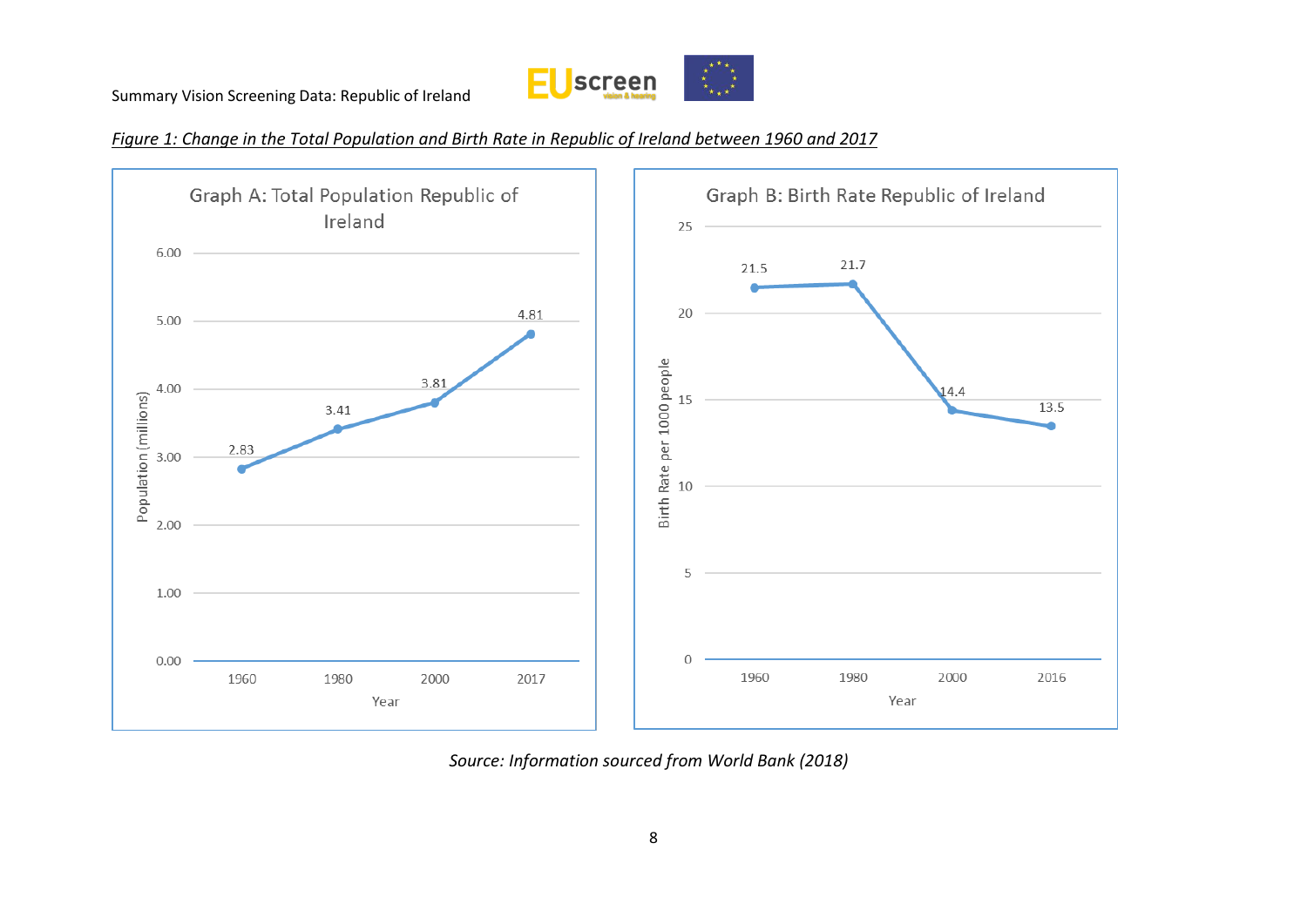*Figure 1: Change in the Total Population and Birth Rate in Republic of Ireland between 1960 and 2017*

**Graph A: Total Population Republic of Ireland**

| Year | Population (millions) |
|---|---|
| 1960 | 2.83 |
| 1980 | 3.41 |
| 2000 | 3.81 |
| 2017 | 4.81 |

**Graph B: Birth Rate Republic of Ireland**

| Year | Birth Rate per 1000 people |
|---|---|
| 1960 | 21.5 |
| 1980 | 21.7 |
| 2000 | 14.4 |
| 2016 | 13.5 |

*Source: Information sourced from World Bank (2018)*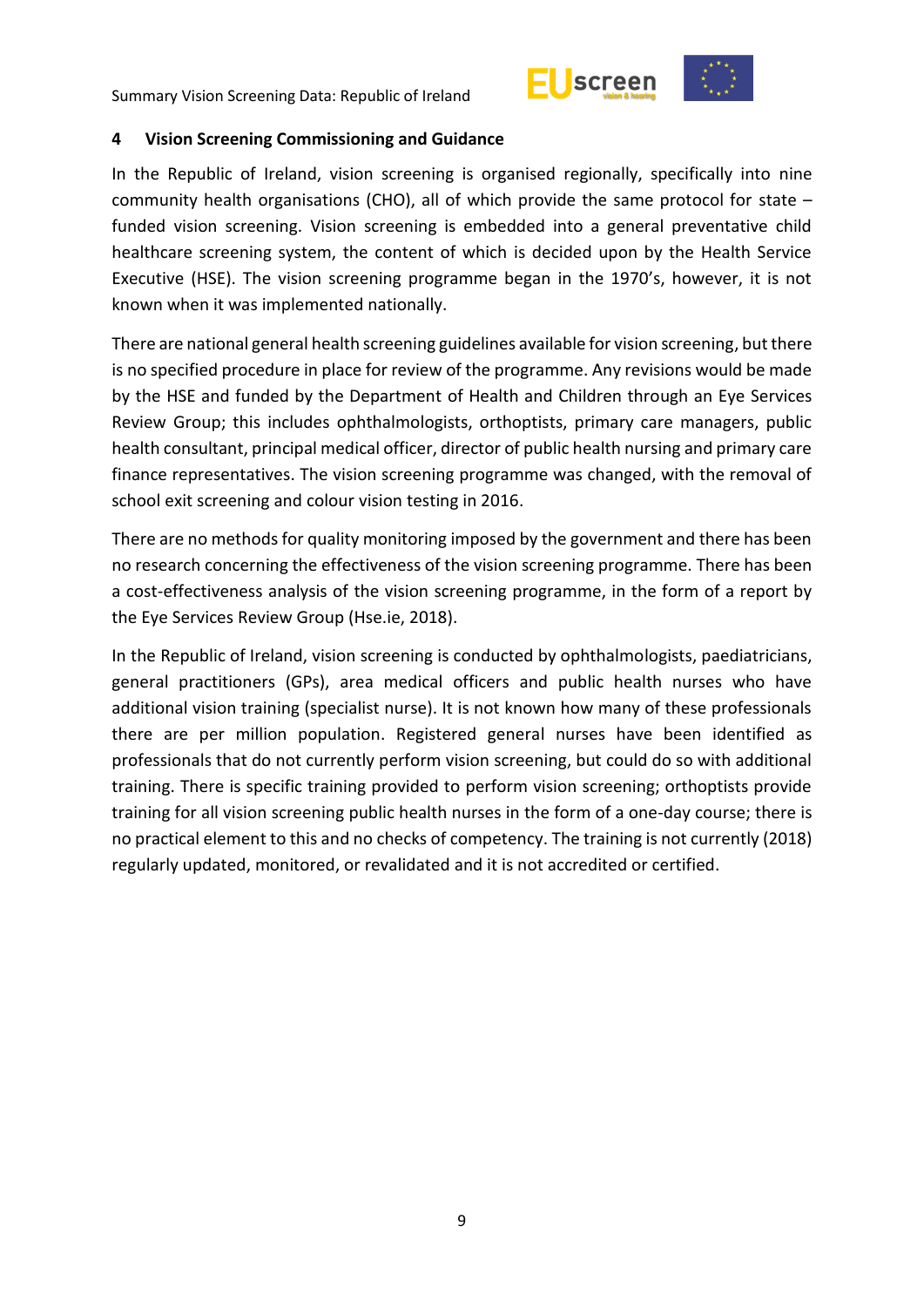## 4 Vision Screening Commissioning and Guidance

In the Republic of Ireland, vision screening is organised regionally, specifically into nine community health organisations (CHO), all of which provide the same protocol for state – funded vision screening. Vision screening is embedded into a general preventative child healthcare screening system, the content of which is decided upon by the Health Service Executive (HSE). The vision screening programme began in the 1970's, however, it is not known when it was implemented nationally.

There are national general health screening guidelines available for vision screening, but there is no specified procedure in place for review of the programme. Any revisions would be made by the HSE and funded by the Department of Health and Children through an Eye Services Review Group; this includes ophthalmologists, orthoptists, primary care managers, public health consultant, principal medical officer, director of public health nursing and primary care finance representatives. The vision screening programme was changed, with the removal of school exit screening and colour vision testing in 2016.

There are no methods for quality monitoring imposed by the government and there has been no research concerning the effectiveness of the vision screening programme. There has been a cost-effectiveness analysis of the vision screening programme, in the form of a report by the Eye Services Review Group (Hse.ie, 2018).

In the Republic of Ireland, vision screening is conducted by ophthalmologists, paediatricians, general practitioners (GPs), area medical officers and public health nurses who have additional vision training (specialist nurse). It is not known how many of these professionals there are per million population. Registered general nurses have been identified as professionals that do not currently perform vision screening, but could do so with additional training. There is specific training provided to perform vision screening; orthoptists provide training for all vision screening public health nurses in the form of a one-day course; there is no practical element to this and no checks of competency. The training is not currently (2018) regularly updated, monitored, or revalidated and it is not accredited or certified.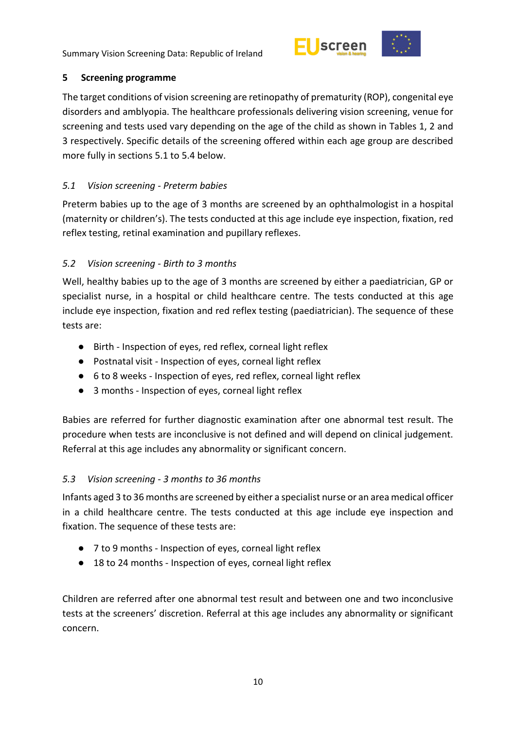## 5 Screening programme

The target conditions of vision screening are retinopathy of prematurity (ROP), congenital eye disorders and amblyopia. The healthcare professionals delivering vision screening, venue for screening and tests used vary depending on the age of the child as shown in Tables 1, 2 and 3 respectively. Specific details of the screening offered within each age group are described more fully in sections 5.1 to 5.4 below.

### *5.1 Vision screening - Preterm babies*

Preterm babies up to the age of 3 months are screened by an ophthalmologist in a hospital (maternity or children's). The tests conducted at this age include eye inspection, fixation, red reflex testing, retinal examination and pupillary reflexes.

### *5.2 Vision screening - Birth to 3 months*

Well, healthy babies up to the age of 3 months are screened by either a paediatrician, GP or specialist nurse, in a hospital or child healthcare centre. The tests conducted at this age include eye inspection, fixation and red reflex testing (paediatrician). The sequence of these tests are:

- Birth - Inspection of eyes, red reflex, corneal light reflex
- Postnatal visit - Inspection of eyes, corneal light reflex
- 6 to 8 weeks - Inspection of eyes, red reflex, corneal light reflex
- 3 months - Inspection of eyes, corneal light reflex

Babies are referred for further diagnostic examination after one abnormal test result. The procedure when tests are inconclusive is not defined and will depend on clinical judgement. Referral at this age includes any abnormality or significant concern.

### *5.3 Vision screening - 3 months to 36 months*

Infants aged 3 to 36 months are screened by either a specialist nurse or an area medical officer in a child healthcare centre. The tests conducted at this age include eye inspection and fixation. The sequence of these tests are:

- 7 to 9 months - Inspection of eyes, corneal light reflex
- 18 to 24 months - Inspection of eyes, corneal light reflex

Children are referred after one abnormal test result and between one and two inconclusive tests at the screeners' discretion. Referral at this age includes any abnormality or significant concern.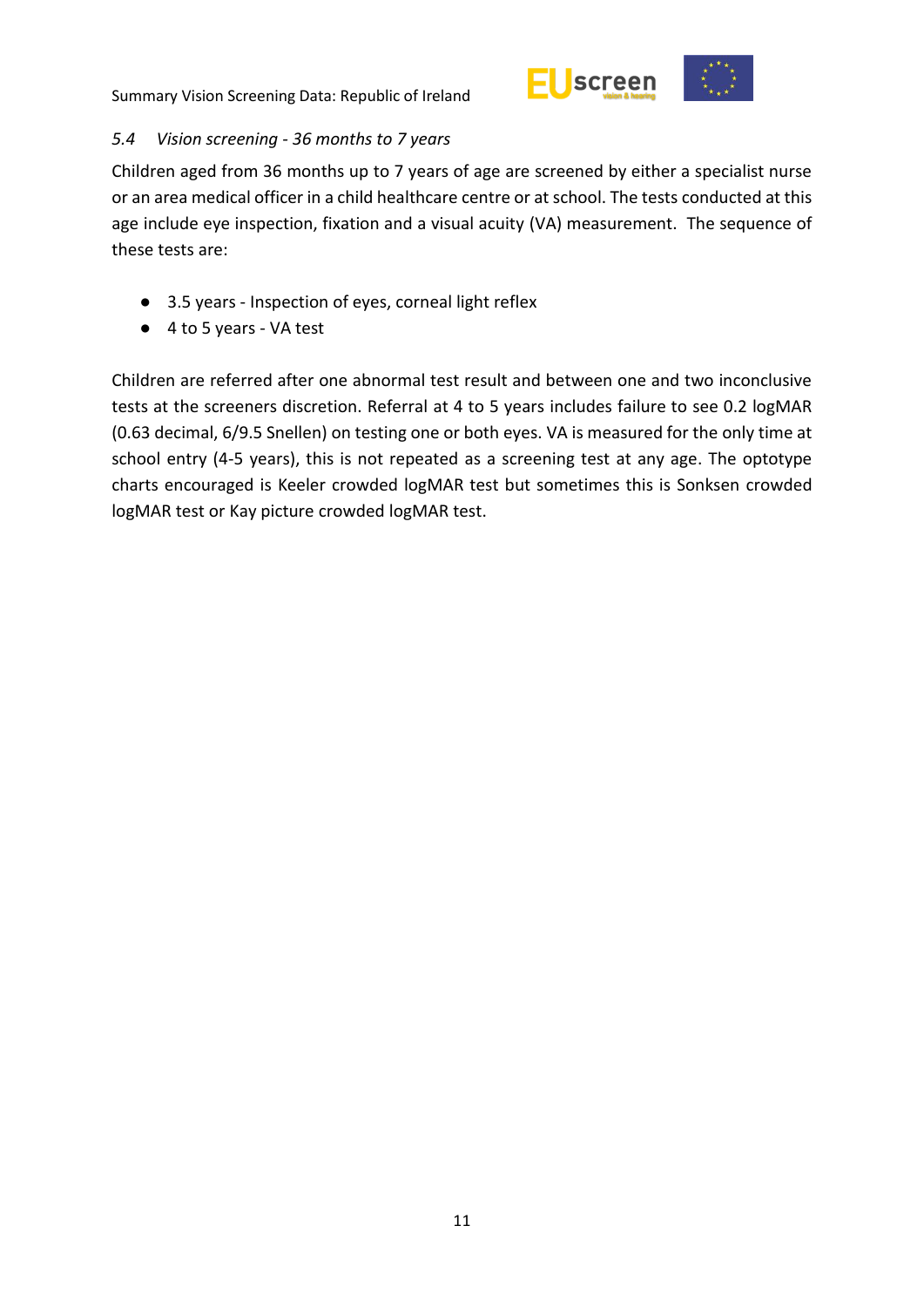### 5.4 Vision screening - 36 months to 7 years

Children aged from 36 months up to 7 years of age are screened by either a specialist nurse or an area medical officer in a child healthcare centre or at school. The tests conducted at this age include eye inspection, fixation and a visual acuity (VA) measurement. The sequence of these tests are:

- 3.5 years - Inspection of eyes, corneal light reflex
- 4 to 5 years - VA test

Children are referred after one abnormal test result and between one and two inconclusive tests at the screeners discretion. Referral at 4 to 5 years includes failure to see 0.2 logMAR (0.63 decimal, 6/9.5 Snellen) on testing one or both eyes. VA is measured for the only time at school entry (4-5 years), this is not repeated as a screening test at any age. The optotype charts encouraged is Keeler crowded logMAR test but sometimes this is Sonksen crowded logMAR test or Kay picture crowded logMAR test.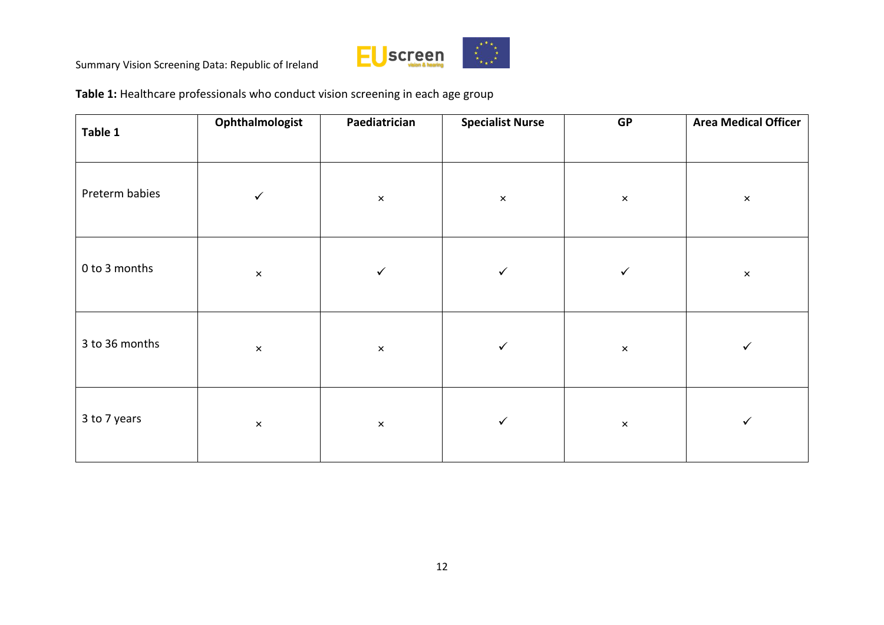**Table 1:** Healthcare professionals who conduct vision screening in each age group

| Table 1 | Ophthalmologist | Paediatrician | Specialist Nurse | GP | Area Medical Officer |
|---|---|---|---|---|---|
| Preterm babies | ✓ | × | × | × | × |
| 0 to 3 months | × | ✓ | ✓ | ✓ | × |
| 3 to 36 months | × | × | ✓ | × | ✓ |
| 3 to 7 years | × | × | ✓ | × | ✓ |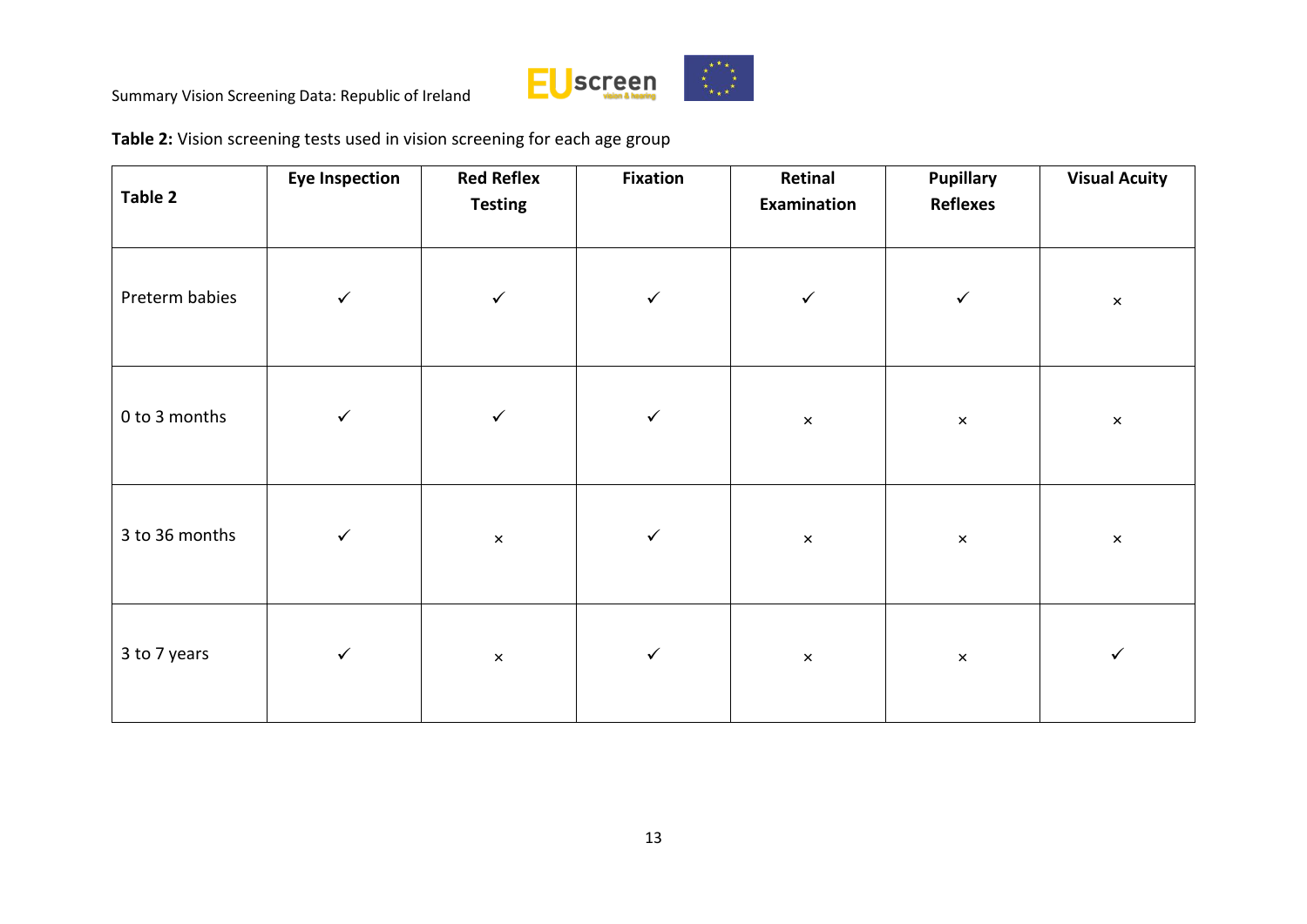**Table 2:** Vision screening tests used in vision screening for each age group

| Table 2 | Eye Inspection | Red Reflex Testing | Fixation | Retinal Examination | Pupillary Reflexes | Visual Acuity |
|---|---|---|---|---|---|---|
| Preterm babies | ✓ | ✓ | ✓ | ✓ | ✓ | × |
| 0 to 3 months | ✓ | ✓ | ✓ | × | × | × |
| 3 to 36 months | ✓ | × | ✓ | × | × | × |
| 3 to 7 years | ✓ | × | ✓ | × | × | ✓ |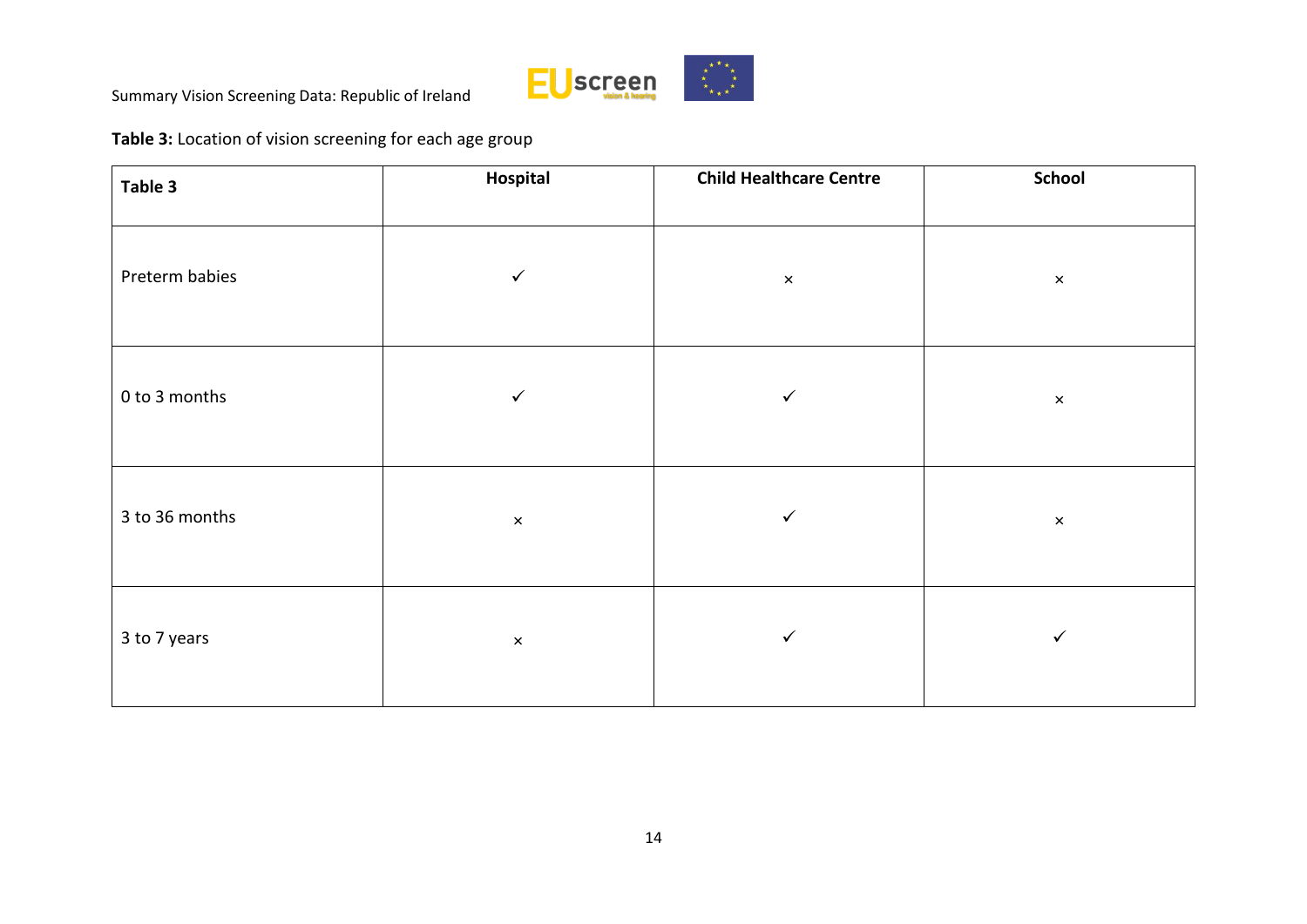**Table 3:** Location of vision screening for each age group

| Table 3 | Hospital | Child Healthcare Centre | School |
|---|---|---|---|
| Preterm babies | ✓ | × | × |
| 0 to 3 months | ✓ | ✓ | × |
| 3 to 36 months | × | ✓ | × |
| 3 to 7 years | × | ✓ | ✓ |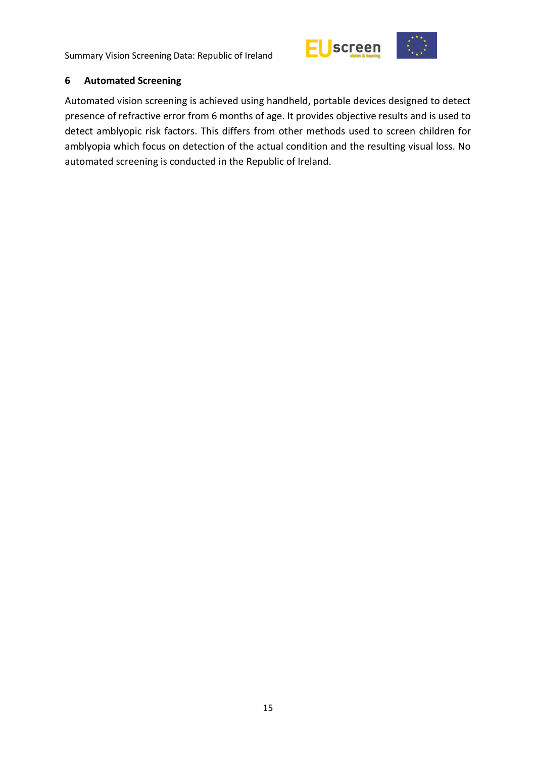## 6 Automated Screening

Automated vision screening is achieved using handheld, portable devices designed to detect presence of refractive error from 6 months of age. It provides objective results and is used to detect amblyopic risk factors. This differs from other methods used to screen children for amblyopia which focus on detection of the actual condition and the resulting visual loss. No automated screening is conducted in the Republic of Ireland.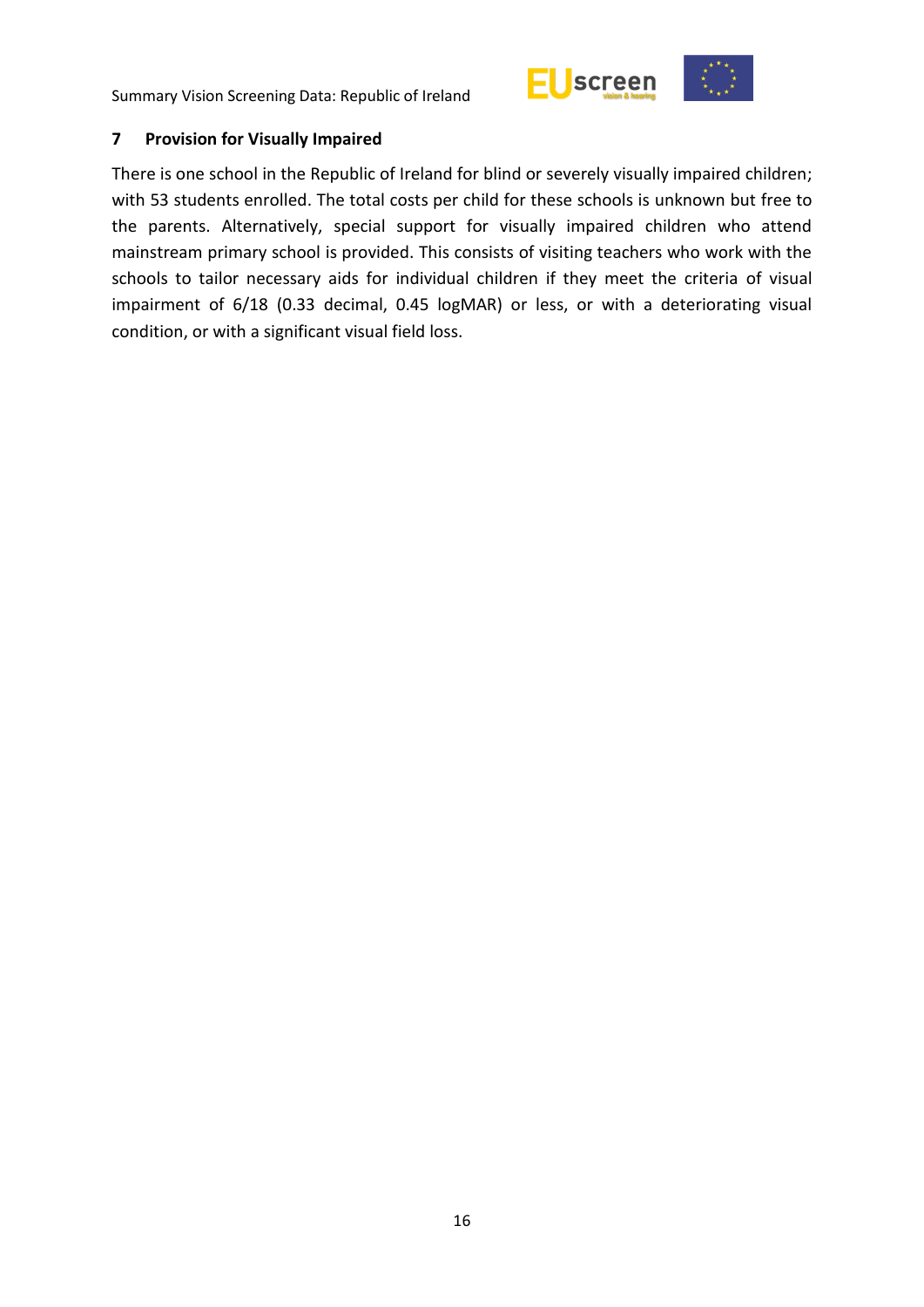## 7 Provision for Visually Impaired

There is one school in the Republic of Ireland for blind or severely visually impaired children; with 53 students enrolled. The total costs per child for these schools is unknown but free to the parents. Alternatively, special support for visually impaired children who attend mainstream primary school is provided. This consists of visiting teachers who work with the schools to tailor necessary aids for individual children if they meet the criteria of visual impairment of 6/18 (0.33 decimal, 0.45 logMAR) or less, or with a deteriorating visual condition, or with a significant visual field loss.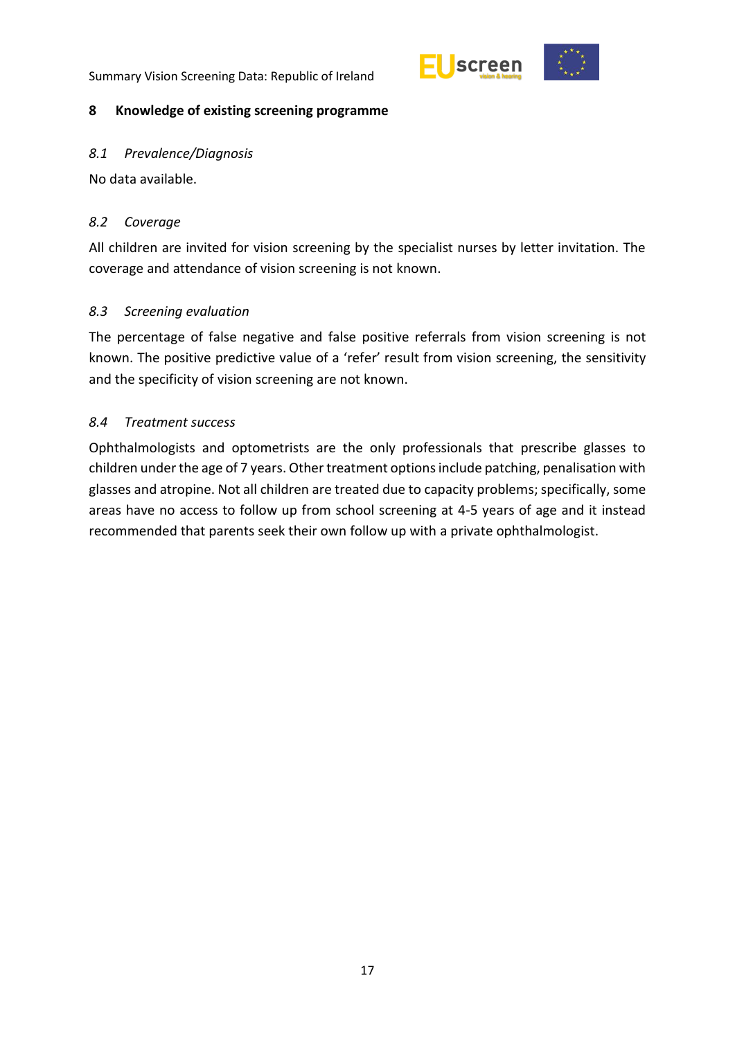## 8 Knowledge of existing screening programme

### *8.1 Prevalence/Diagnosis*

No data available.

### *8.2 Coverage*

All children are invited for vision screening by the specialist nurses by letter invitation. The coverage and attendance of vision screening is not known.

### *8.3 Screening evaluation*

The percentage of false negative and false positive referrals from vision screening is not known. The positive predictive value of a 'refer' result from vision screening, the sensitivity and the specificity of vision screening are not known.

### *8.4 Treatment success*

Ophthalmologists and optometrists are the only professionals that prescribe glasses to children under the age of 7 years. Other treatment options include patching, penalisation with glasses and atropine. Not all children are treated due to capacity problems; specifically, some areas have no access to follow up from school screening at 4-5 years of age and it instead recommended that parents seek their own follow up with a private ophthalmologist.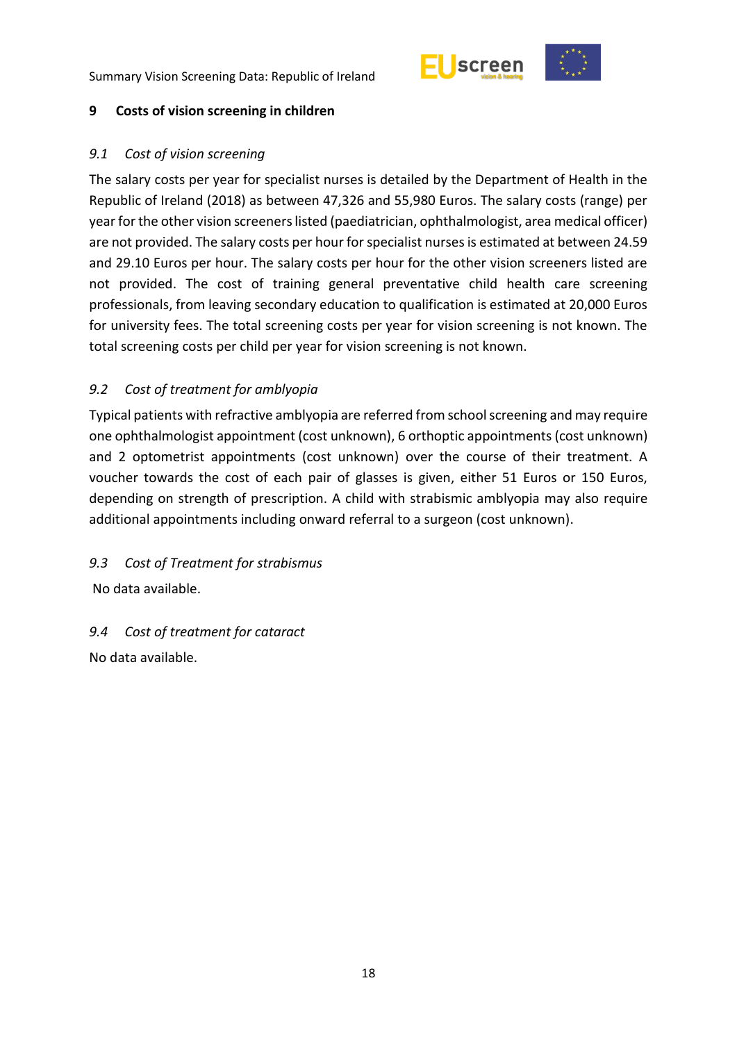## 9 Costs of vision screening in children

### *9.1 Cost of vision screening*

The salary costs per year for specialist nurses is detailed by the Department of Health in the Republic of Ireland (2018) as between 47,326 and 55,980 Euros. The salary costs (range) per year for the other vision screeners listed (paediatrician, ophthalmologist, area medical officer) are not provided. The salary costs per hour for specialist nurses is estimated at between 24.59 and 29.10 Euros per hour. The salary costs per hour for the other vision screeners listed are not provided. The cost of training general preventative child health care screening professionals, from leaving secondary education to qualification is estimated at 20,000 Euros for university fees. The total screening costs per year for vision screening is not known. The total screening costs per child per year for vision screening is not known.

### *9.2 Cost of treatment for amblyopia*

Typical patients with refractive amblyopia are referred from school screening and may require one ophthalmologist appointment (cost unknown), 6 orthoptic appointments (cost unknown) and 2 optometrist appointments (cost unknown) over the course of their treatment. A voucher towards the cost of each pair of glasses is given, either 51 Euros or 150 Euros, depending on strength of prescription. A child with strabismic amblyopia may also require additional appointments including onward referral to a surgeon (cost unknown).

### *9.3 Cost of Treatment for strabismus*

No data available.

### *9.4 Cost of treatment for cataract*

No data available.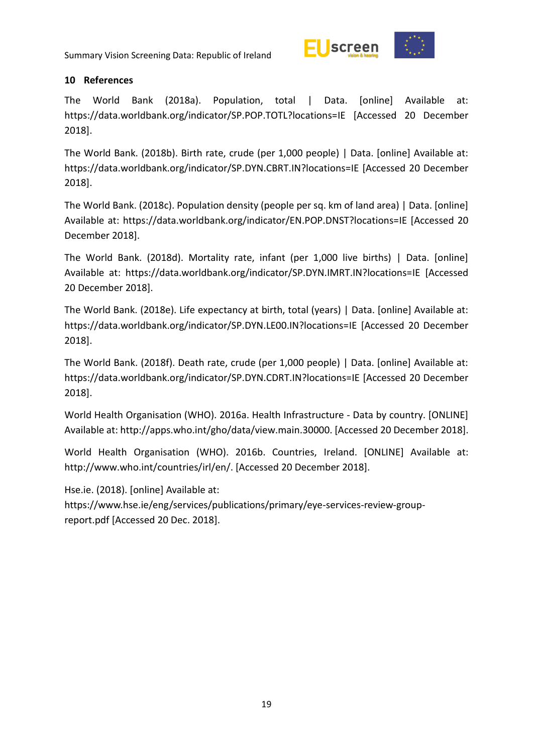## 10 References

The World Bank (2018a). Population, total | Data. [online] Available at: https://data.worldbank.org/indicator/SP.POP.TOTL?locations=IE [Accessed 20 December 2018].

The World Bank. (2018b). Birth rate, crude (per 1,000 people) | Data. [online] Available at: https://data.worldbank.org/indicator/SP.DYN.CBRT.IN?locations=IE [Accessed 20 December 2018].

The World Bank. (2018c). Population density (people per sq. km of land area) | Data. [online] Available at: https://data.worldbank.org/indicator/EN.POP.DNST?locations=IE [Accessed 20 December 2018].

The World Bank. (2018d). Mortality rate, infant (per 1,000 live births) | Data. [online] Available at: https://data.worldbank.org/indicator/SP.DYN.IMRT.IN?locations=IE [Accessed 20 December 2018].

The World Bank. (2018e). Life expectancy at birth, total (years) | Data. [online] Available at: https://data.worldbank.org/indicator/SP.DYN.LE00.IN?locations=IE [Accessed 20 December 2018].

The World Bank. (2018f). Death rate, crude (per 1,000 people) | Data. [online] Available at: https://data.worldbank.org/indicator/SP.DYN.CDRT.IN?locations=IE [Accessed 20 December 2018].

World Health Organisation (WHO). 2016a. Health Infrastructure - Data by country. [ONLINE] Available at: http://apps.who.int/gho/data/view.main.30000. [Accessed 20 December 2018].

World Health Organisation (WHO). 2016b. Countries, Ireland. [ONLINE] Available at: http://www.who.int/countries/irl/en/. [Accessed 20 December 2018].

Hse.ie. (2018). [online] Available at: https://www.hse.ie/eng/services/publications/primary/eye-services-review-group-report.pdf [Accessed 20 Dec. 2018].